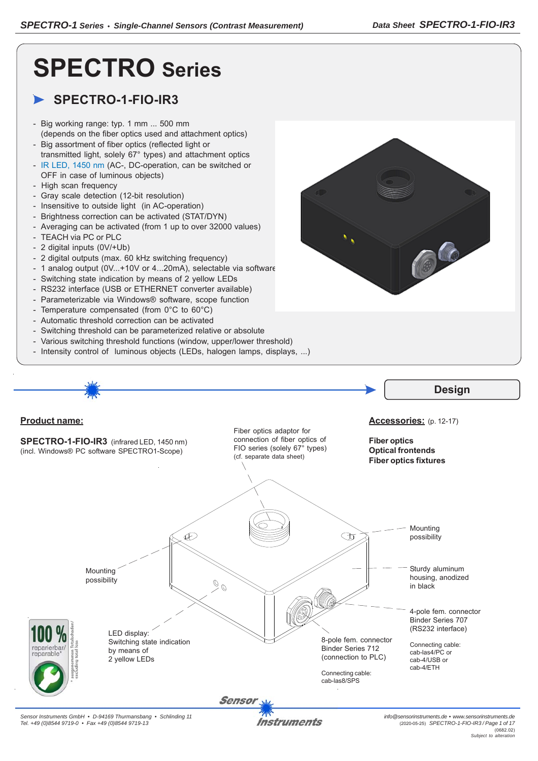# SPECTRO Series

## SPECTRO-1-FIO-IR3

- Big working range: typ. 1 mm ... 500 mm (depends on the fiber optics used and attachment optics)
- Big assortment of fiber optics (reflected light or transmitted light, solely 67° types) and attachment optics
- IR LED, 1450 nm (AC-, DC-operation, can be switched or OFF in case of luminous objects)
- High scan frequency
- Gray scale detection (12-bit resolution)
- Insensitive to outside light (in AC-operation)
- Brightness correction can be activated (STAT/DYN)
- Averaging can be activated (from 1 up to over 32000 values)
- TEACH via PC or PLC
- 2 digital inputs (0V/+Ub)
- 2 digital outputs (max. 60 kHz switching frequency)
- 1 analog output (0V...+10V or 4...20mA), selectable via software
- Switching state indication by means of 2 yellow LEDs
- RS232 interface (USB or ETHERNET converter available)
- Parameterizable via Windows® software, scope function
- Temperature compensated (from 0°C to 60°C)
- Automatic threshold correction can be activated
- Switching threshold can be parameterized relative or absolute
- Various switching threshold functions (window, upper/lower threshold)
- Intensity control of luminous objects (LEDs, halogen lamps, displays, ...)

## Design

**Product name:**

**SPECTRO-1-FIO-IR3** (infrared LED, 1450 nm)
(incl. Windows® PC software SPECTRO1-Scope)

**Accessories:** (p. 12-17)

**Fiber optics**
**Optical frontends**
**Fiber optics fixtures**

Fiber optics adaptor for connection of fiber optics of FIO series (solely 67° types) (cf. separate data sheet)

Mounting possibility

Sturdy aluminum housing, anodized in black

4-pole fem. connector Binder Series 707 (RS232 interface)

Connecting cable:
cab-las4/PC or
cab-4/USB or
cab-4/ETH

Mounting possibility

LED display:
Switching state indication by means of 2 yellow LEDs

8-pole fem. connector Binder Series 712 (connection to PLC)

Connecting cable:
cab-las8/SPS

100 % reparierbar/ reparable* (* ausgenommen Totalschaden/ excluding total loss)

Sensor Instruments GmbH • D-94169 Thurmansbang • Schlinding 11
Tel. +49 (0)8544 9719-0 • Fax +49 (0)8544 9719-13

info@sensorinstruments.de • www.sensorinstruments.de
(2020-05-25) SPECTRO-1-FIO-IR3 / Page 1 of 17
(0682.02)
Subject to alteration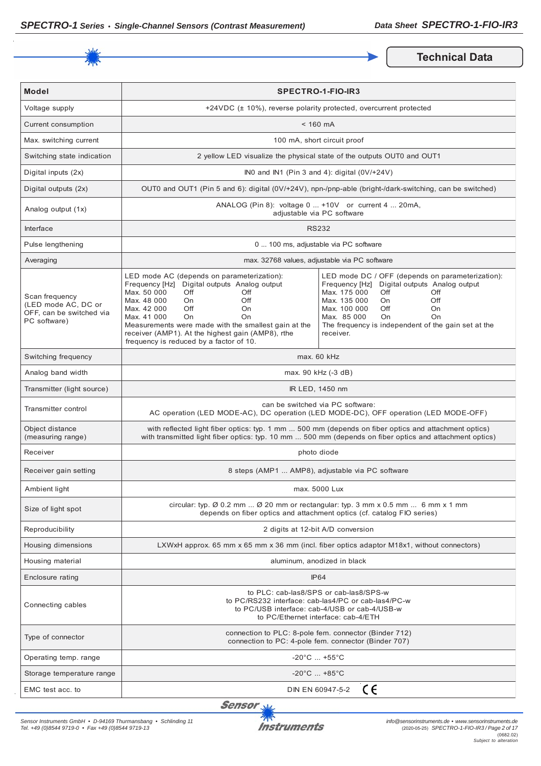## Technical Data

| Model | SPECTRO-1-FIO-IR3 | |
|---|---|---|
| Voltage supply | +24VDC (± 10%), reverse polarity protected, overcurrent protected | |
| Current consumption | < 160 mA | |
| Max. switching current | 100 mA, short circuit proof | |
| Switching state indication | 2 yellow LED visualize the physical state of the outputs OUT0 and OUT1 | |
| Digital inputs (2x) | IN0 and IN1 (Pin 3 and 4): digital (0V/+24V) | |
| Digital outputs (2x) | OUT0 and OUT1 (Pin 5 and 6): digital (0V/+24V), npn-/pnp-able (bright-/dark-switching, can be switched) | |
| Analog output (1x) | ANALOG (Pin 8): voltage 0 ... +10V or current 4 ... 20mA, adjustable via PC software | |
| Interface | RS232 | |
| Pulse lengthening | 0 ... 100 ms, adjustable via PC software | |
| Averaging | max. 32768 values, adjustable via PC software | |
| Scan frequency (LED mode AC, DC or OFF, can be switched via PC software) | LED mode AC (depends on parameterization):<br>Frequency [Hz] / Digital outputs / Analog output<br>Max. 50 000 / Off / Off<br>Max. 48 000 / On / Off<br>Max. 42 000 / Off / On<br>Max. 41 000 / On / On<br>Measurements were made with the smallest gain at the receiver (AMP1). At the highest gain (AMP8), rthe frequency is reduced by a factor of 10. | LED mode DC / OFF (depends on parameterization):<br>Frequency [Hz] / Digital outputs / Analog output<br>Max. 175 000 / Off / Off<br>Max. 135 000 / On / Off<br>Max. 100 000 / Off / On<br>Max. 85 000 / On / On<br>The frequency is independent of the gain set at the receiver. |
| Switching frequency | max. 60 kHz | |
| Analog band width | max. 90 kHz (-3 dB) | |
| Transmitter (light source) | IR LED, 1450 nm | |
| Transmitter control | can be switched via PC software:<br>AC operation (LED MODE-AC), DC operation (LED MODE-DC), OFF operation (LED MODE-OFF) | |
| Object distance (measuring range) | with reflected light fiber optics: typ. 1 mm ... 500 mm (depends on fiber optics and attachment optics)<br>with transmitted light fiber optics: typ. 10 mm ... 500 mm (depends on fiber optics and attachment optics) | |
| Receiver | photo diode | |
| Receiver gain setting | 8 steps (AMP1 ... AMP8), adjustable via PC software | |
| Ambient light | max. 5000 Lux | |
| Size of light spot | circular: typ. Ø 0.2 mm ... Ø 20 mm or rectangular: typ. 3 mm x 0.5 mm ... 6 mm x 1 mm<br>depends on fiber optics and attachment optics (cf. catalog FIO series) | |
| Reproducibility | 2 digits at 12-bit A/D conversion | |
| Housing dimensions | LXWxH approx. 65 mm x 65 mm x 36 mm (incl. fiber optics adaptor M18x1, without connectors) | |
| Housing material | aluminum, anodized in black | |
| Enclosure rating | IP64 | |
| Connecting cables | to PLC: cab-las8/SPS or cab-las8/SPS-w<br>to PC/RS232 interface: cab-las4/PC or cab-las4/PC-w<br>to PC/USB interface: cab-4/USB or cab-4/USB-w<br>to PC/Ethernet interface: cab-4/ETH | |
| Type of connector | connection to PLC: 8-pole fem. connector (Binder 712)<br>connection to PC: 4-pole fem. connector (Binder 707) | |
| Operating temp. range | -20°C ... +55°C | |
| Storage temperature range | -20°C ... +85°C | |
| EMC test acc. to | DIN EN 60947-5-2 CE | |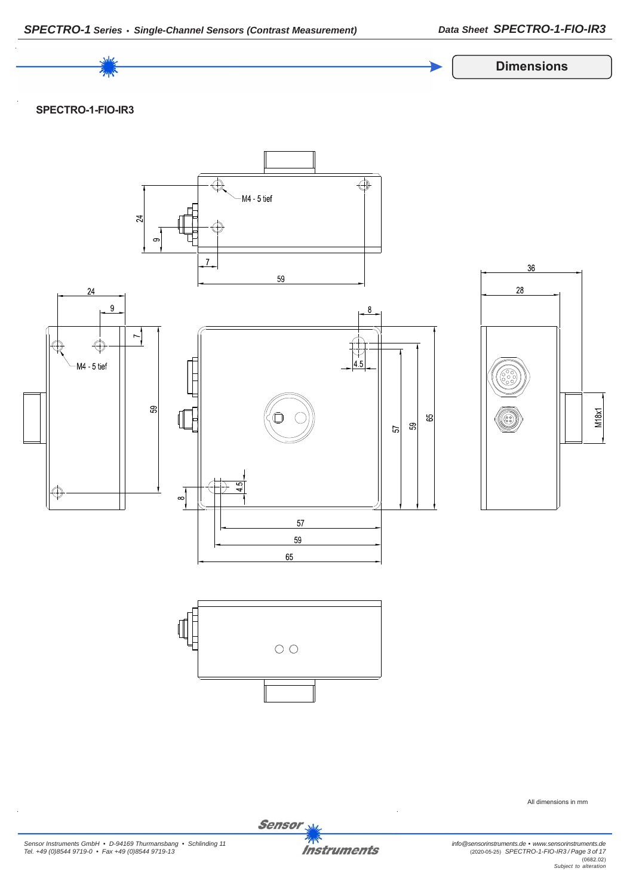## Dimensions

### SPECTRO-1-FIO-IR3

M4 - 5 tief

24

9

7

59

36

28

24

9

7

M4 - 5 tief

59

8

4.5

57

59

65

M18x1

8

4.5

57

59

65

All dimensions in mm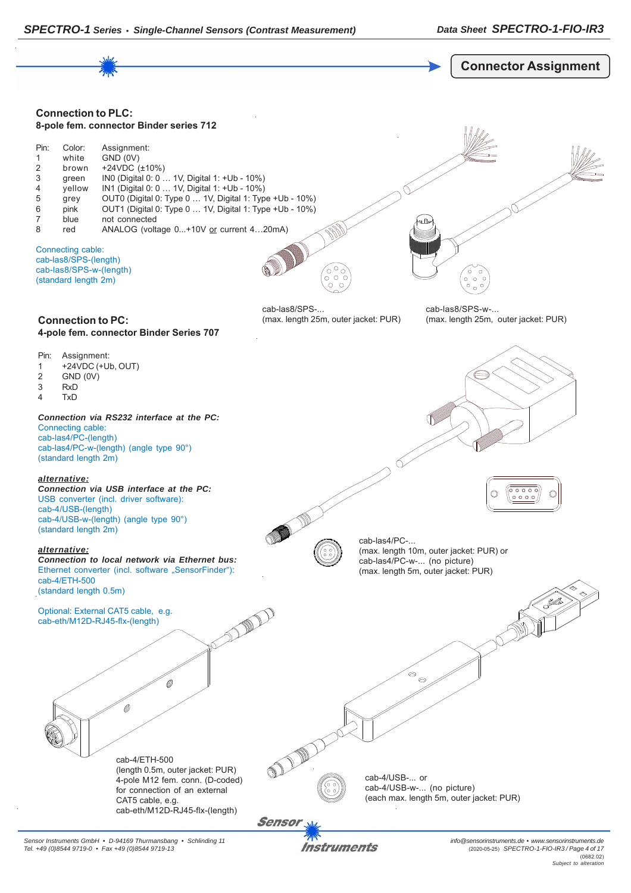## Connector Assignment

### Connection to PLC:
**8-pole fem. connector Binder series 712**

| Pin: | Color: | Assignment: |
|---|---|---|
| 1 | white | GND (0V) |
| 2 | brown | +24VDC (±10%) |
| 3 | green | IN0 (Digital 0: 0 … 1V, Digital 1: +Ub - 10%) |
| 4 | yellow | IN1 (Digital 0: 0 … 1V, Digital 1: +Ub - 10%) |
| 5 | grey | OUT0 (Digital 0: Type 0 … 1V, Digital 1: Type +Ub - 10%) |
| 6 | pink | OUT1 (Digital 0: Type 0 … 1V, Digital 1: Type +Ub - 10%) |
| 7 | blue | not connected |
| 8 | red | ANALOG (voltage 0...+10V or current 4…20mA) |

Connecting cable:
cab-las8/SPS-(length)
cab-las8/SPS-w-(length)
(standard length 2m)

cab-las8/SPS-...
(max. length 25m, outer jacket: PUR)

cab-las8/SPS-w-...
(max. length 25m, outer jacket: PUR)

### Connection to PC:
**4-pole fem. connector Binder Series 707**

| Pin: | Assignment: |
|---|---|
| 1 | +24VDC (+Ub, OUT) |
| 2 | GND (0V) |
| 3 | RxD |
| 4 | TxD |

***Connection via RS232 interface at the PC:***
Connecting cable:
cab-las4/PC-(length)
cab-las4/PC-w-(length) (angle type 90°)
(standard length 2m)

***alternative:***
***Connection via USB interface at the PC:***
USB converter (incl. driver software):
cab-4/USB-(length)
cab-4/USB-w-(length) (angle type 90°)
(standard length 2m)

***alternative:***
***Connection to local network via Ethernet bus:***
Ethernet converter (incl. software „SensorFinder“):
cab-4/ETH-500
(standard length 0.5m)

Optional: External CAT5 cable, e.g.
cab-eth/M12D-RJ45-flx-(length)

cab-las4/PC-...
(max. length 10m, outer jacket: PUR) or
cab-las4/PC-w-... (no picture)
(max. length 5m, outer jacket: PUR)

cab-4/ETH-500
(length 0.5m, outer jacket: PUR)
4-pole M12 fem. conn. (D-coded)
for connection of an external
CAT5 cable, e.g.
cab-eth/M12D-RJ45-flx-(length)

cab-4/USB-... or
cab-4/USB-w-... (no picture)
(each max. length 5m, outer jacket: PUR)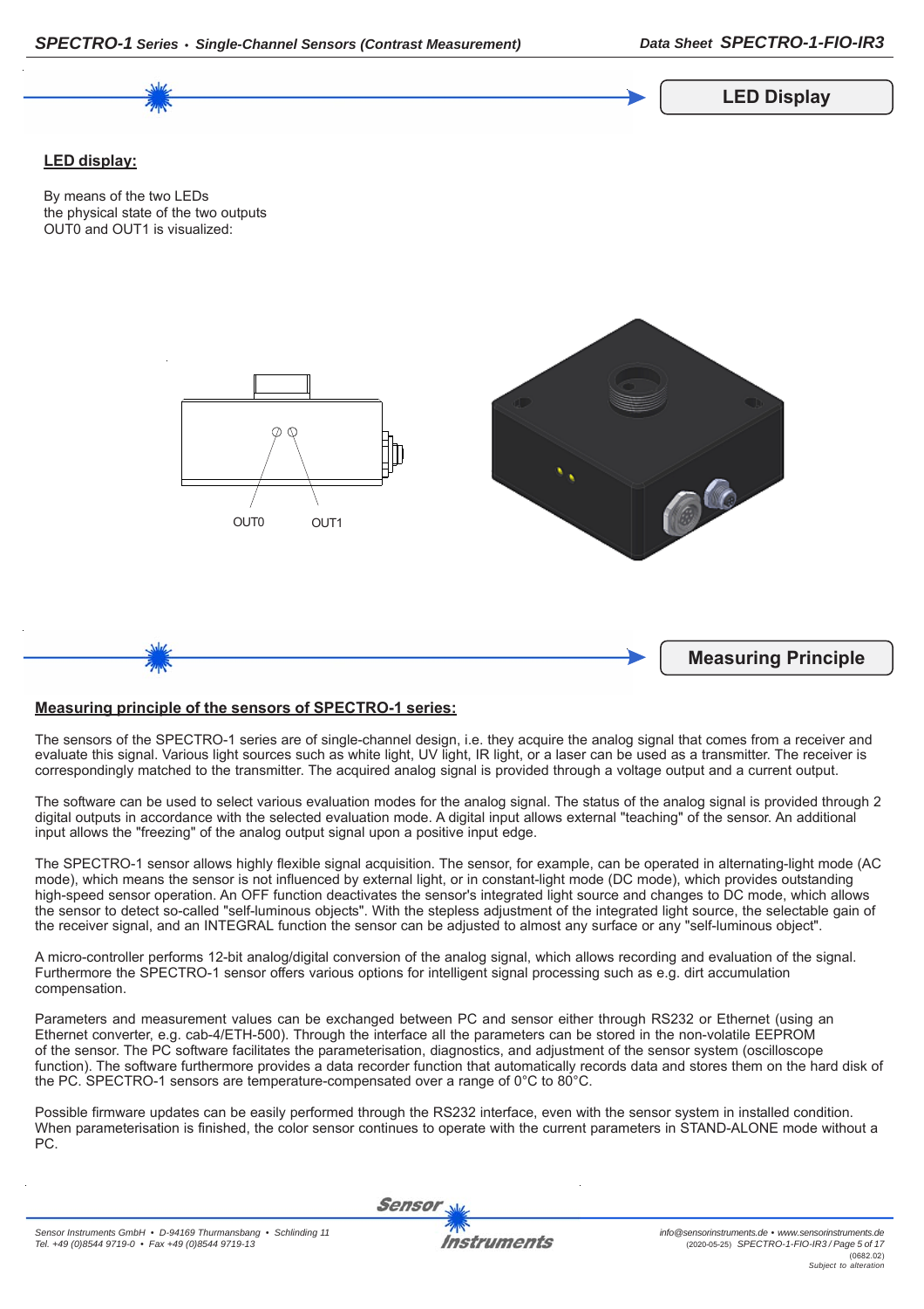## LED Display

**LED display:**

By means of the two LEDs
the physical state of the two outputs
OUT0 and OUT1 is visualized:

OUT0 OUT1

## Measuring Principle

**Measuring principle of the sensors of SPECTRO-1 series:**

The sensors of the SPECTRO-1 series are of single-channel design, i.e. they acquire the analog signal that comes from a receiver and evaluate this signal. Various light sources such as white light, UV light, IR light, or a laser can be used as a transmitter. The receiver is correspondingly matched to the transmitter. The acquired analog signal is provided through a voltage output and a current output.

The software can be used to select various evaluation modes for the analog signal. The status of the analog signal is provided through 2 digital outputs in accordance with the selected evaluation mode. A digital input allows external "teaching" of the sensor. An additional input allows the "freezing" of the analog output signal upon a positive input edge.

The SPECTRO-1 sensor allows highly flexible signal acquisition. The sensor, for example, can be operated in alternating-light mode (AC mode), which means the sensor is not influenced by external light, or in constant-light mode (DC mode), which provides outstanding high-speed sensor operation. An OFF function deactivates the sensor's integrated light source and changes to DC mode, which allows the sensor to detect so-called "self-luminous objects". With the stepless adjustment of the integrated light source, the selectable gain of the receiver signal, and an INTEGRAL function the sensor can be adjusted to almost any surface or any "self-luminous object".

A micro-controller performs 12-bit analog/digital conversion of the analog signal, which allows recording and evaluation of the signal. Furthermore the SPECTRO-1 sensor offers various options for intelligent signal processing such as e.g. dirt accumulation compensation.

Parameters and measurement values can be exchanged between PC and sensor either through RS232 or Ethernet (using an Ethernet converter, e.g. cab-4/ETH-500). Through the interface all the parameters can be stored in the non-volatile EEPROM of the sensor. The PC software facilitates the parameterisation, diagnostics, and adjustment of the sensor system (oscilloscope function). The software furthermore provides a data recorder function that automatically records data and stores them on the hard disk of the PC. SPECTRO-1 sensors are temperature-compensated over a range of 0°C to 80°C.

Possible firmware updates can be easily performed through the RS232 interface, even with the sensor system in installed condition. When parameterisation is finished, the color sensor continues to operate with the current parameters in STAND-ALONE mode without a PC.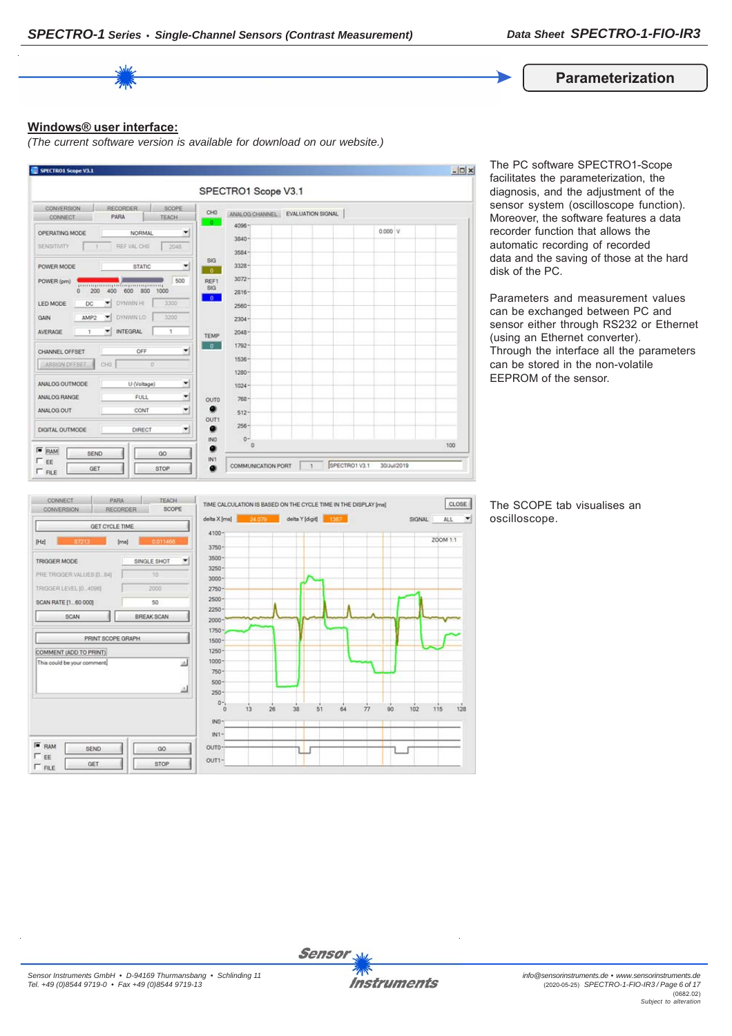## Parameterization

**Windows® user interface:**

*(The current software version is available for download on our website.)*

The PC software SPECTRO1-Scope facilitates the parameterization, the diagnosis, and the adjustment of the sensor system (oscilloscope function). Moreover, the software features a data recorder function that allows the automatic recording of recorded data and the saving of those at the hard disk of the PC.

Parameters and measurement values can be exchanged between PC and sensor either through RS232 or Ethernet (using an Ethernet converter). Through the interface all the parameters can be stored in the non-volatile EEPROM of the sensor.

The SCOPE tab visualises an oscilloscope.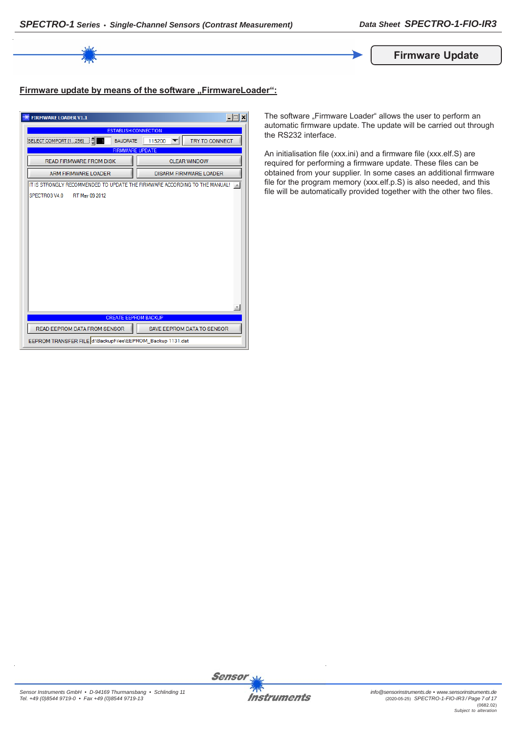## Firmware Update

### Firmware update by means of the software „FirmwareLoader“:

The software „Firmware Loader“ allows the user to perform an automatic firmware update. The update will be carried out through the RS232 interface.

An initialisation file (xxx.ini) and a firmware file (xxx.elf.S) are required for performing a firmware update. These files can be obtained from your supplier. In some cases an additional firmware file for the program memory (xxx.elf.p.S) is also needed, and this file will be automatically provided together with the other two files.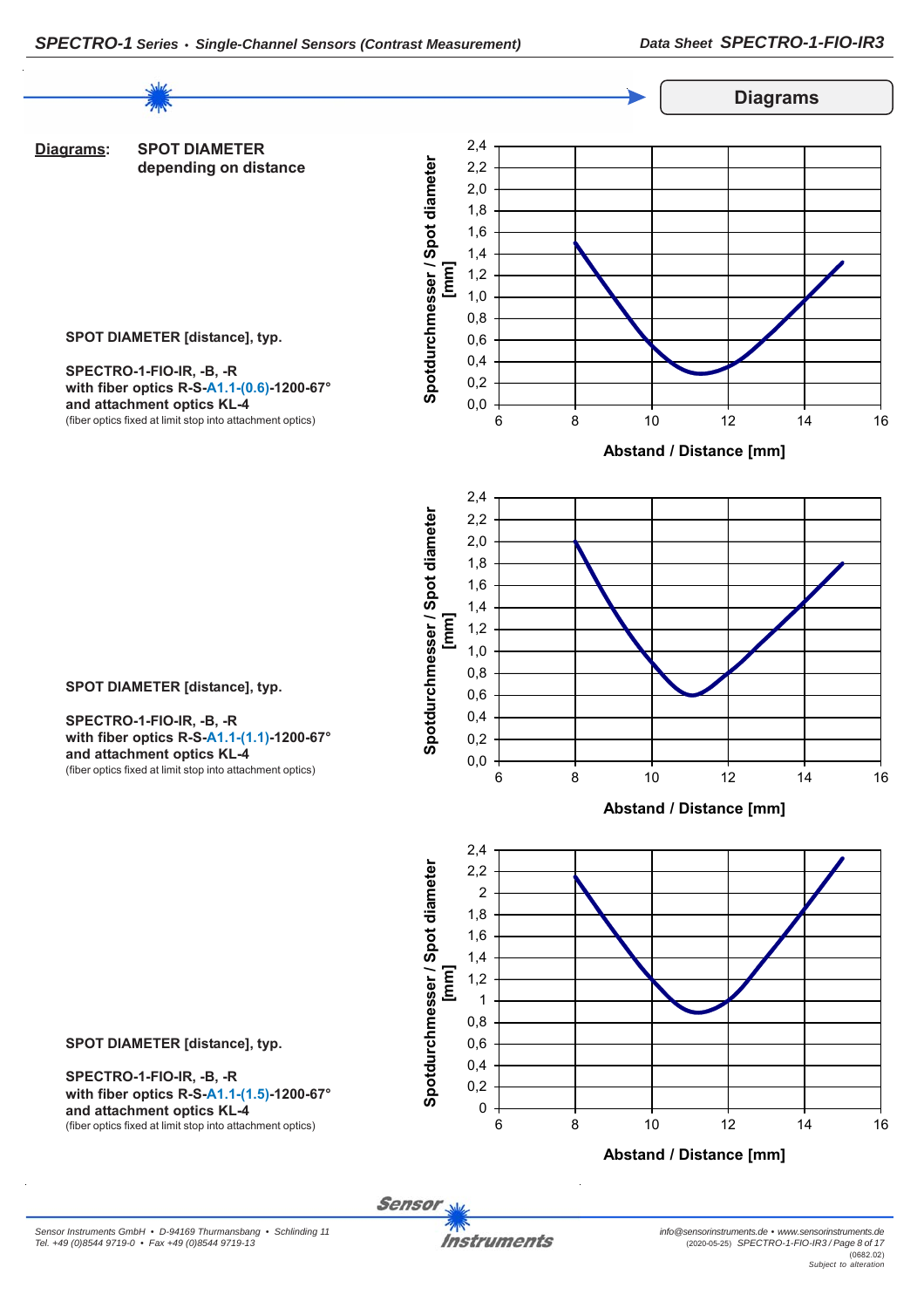## Diagrams

**Diagrams:** **SPOT DIAMETER depending on distance**

**SPOT DIAMETER [distance], typ.**

**SPECTRO-1-FIO-IR, -B, -R**
**with fiber optics R-S-A1.1-(0.6)-1200-67°**
**and attachment optics KL-4**
(fiber optics fixed at limit stop into attachment optics)

Spotdurchmesser / Spot diameter [mm]

Abstand / Distance [mm]

**SPOT DIAMETER [distance], typ.**

**SPECTRO-1-FIO-IR, -B, -R**
**with fiber optics R-S-A1.1-(1.1)-1200-67°**
**and attachment optics KL-4**
(fiber optics fixed at limit stop into attachment optics)

Spotdurchmesser / Spot diameter [mm]

Abstand / Distance [mm]

**SPOT DIAMETER [distance], typ.**

**SPECTRO-1-FIO-IR, -B, -R**
**with fiber optics R-S-A1.1-(1.5)-1200-67°**
**and attachment optics KL-4**
(fiber optics fixed at limit stop into attachment optics)

Spotdurchmesser / Spot diameter [mm]

Abstand / Distance [mm]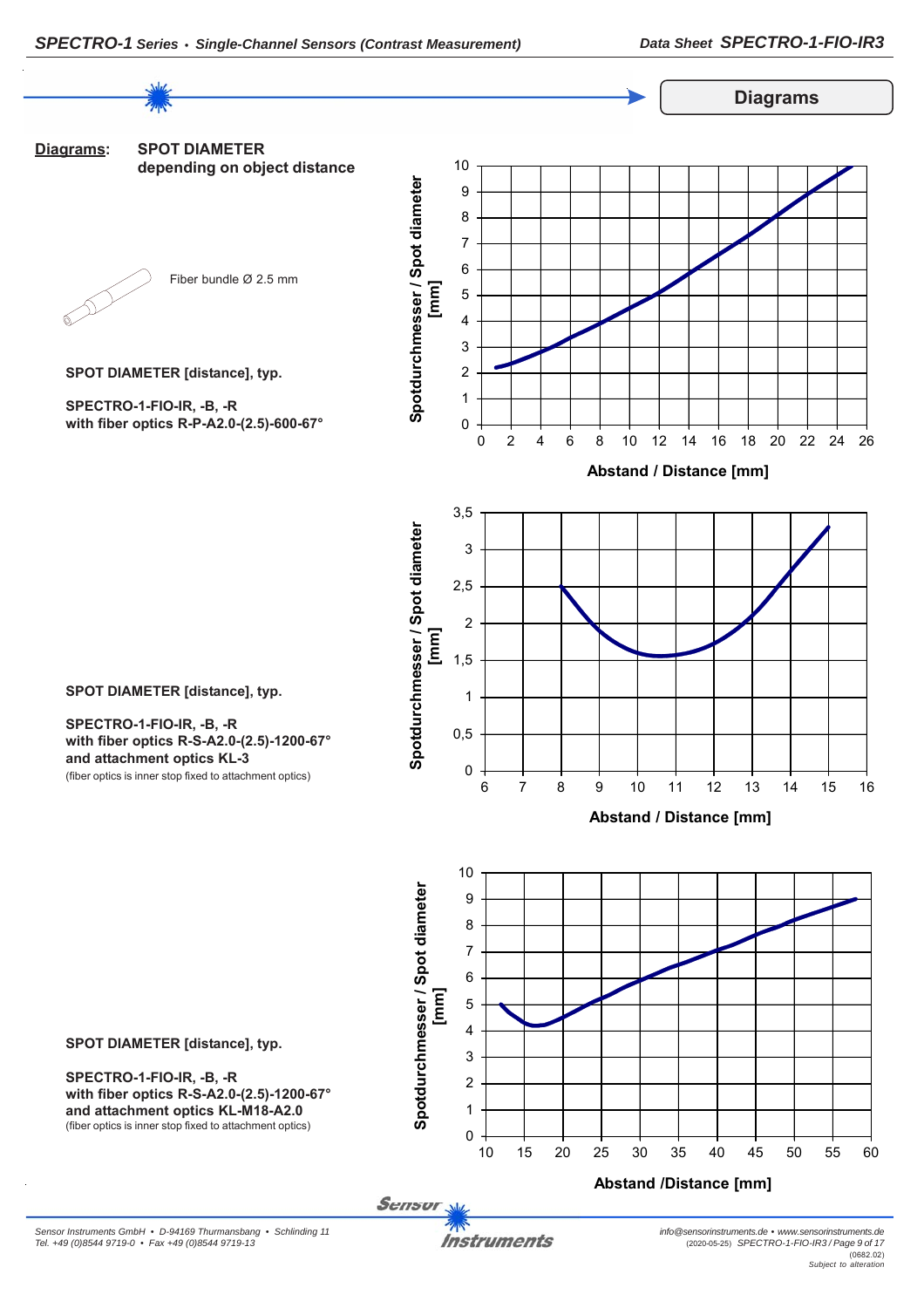## Diagrams

**Diagrams:** **SPOT DIAMETER depending on object distance**

Fiber bundle Ø 2.5 mm

**SPOT DIAMETER [distance], typ.**

**SPECTRO-1-FIO-IR, -B, -R**
**with fiber optics R-P-A2.0-(2.5)-600-67°**

Spotdurchmesser / Spot diameter [mm]

Abstand / Distance [mm]

**SPOT DIAMETER [distance], typ.**

**SPECTRO-1-FIO-IR, -B, -R**
**with fiber optics R-S-A2.0-(2.5)-1200-67°**
**and attachment optics KL-3**
(fiber optics is inner stop fixed to attachment optics)

Spotdurchmesser / Spot diameter [mm]

Abstand / Distance [mm]

**SPOT DIAMETER [distance], typ.**

**SPECTRO-1-FIO-IR, -B, -R**
**with fiber optics R-S-A2.0-(2.5)-1200-67°**
**and attachment optics KL-M18-A2.0**
(fiber optics is inner stop fixed to attachment optics)

Spotdurchmesser / Spot diameter [mm]

Abstand /Distance [mm]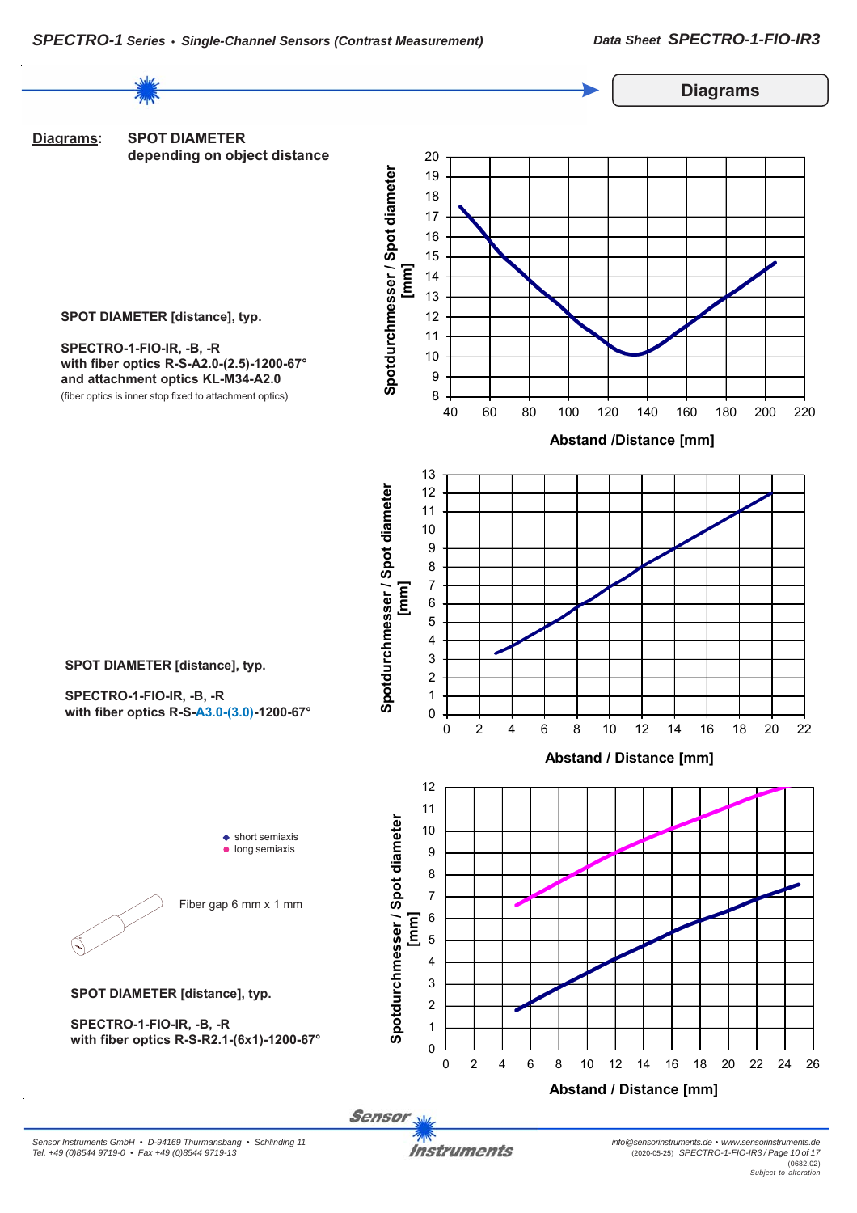## Diagrams

**Diagrams:** **SPOT DIAMETER depending on object distance**

**SPOT DIAMETER [distance], typ.**

**SPECTRO-1-FIO-IR, -B, -R**
**with fiber optics R-S-A2.0-(2.5)-1200-67°**
**and attachment optics KL-M34-A2.0**
(fiber optics is inner stop fixed to attachment optics)

Spotdurchmesser / Spot diameter [mm]

Abstand /Distance [mm]

**SPOT DIAMETER [distance], typ.**

**SPECTRO-1-FIO-IR, -B, -R**
**with fiber optics R-S-A3.0-(3.0)-1200-67°**

Spotdurchmesser / Spot diameter [mm]

Abstand / Distance [mm]

◆ short semiaxis
● long semiaxis

Fiber gap 6 mm x 1 mm

**SPOT DIAMETER [distance], typ.**

**SPECTRO-1-FIO-IR, -B, -R**
**with fiber optics R-S-R2.1-(6x1)-1200-67°**

Spotdurchmesser / Spot diameter [mm]

Abstand / Distance [mm]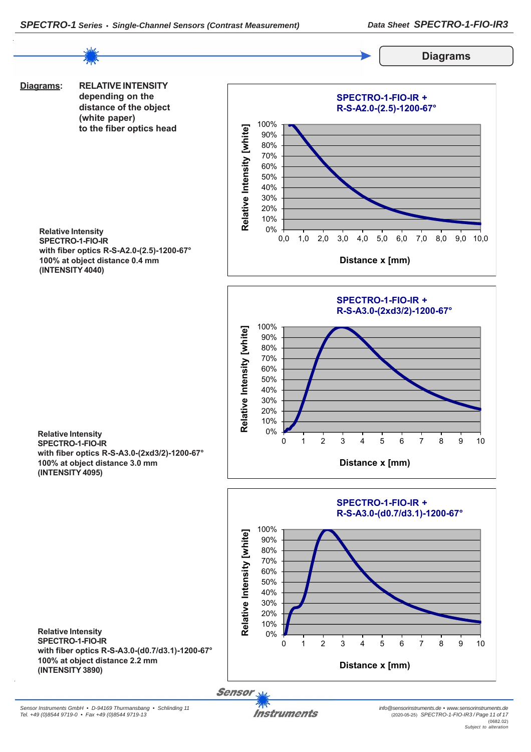## Diagrams

**Diagrams:** **RELATIVE INTENSITY depending on the distance of the object (white paper) to the fiber optics head**

**Relative Intensity**
**SPECTRO-1-FIO-IR**
**with fiber optics R-S-A2.0-(2.5)-1200-67°**
**100% at object distance 0.4 mm**
**(INTENSITY 4040)**

SPECTRO-1-FIO-IR + R-S-A2.0-(2.5)-1200-67°

Relative Intensity [white] — Distance x [mm]

**Relative Intensity**
**SPECTRO-1-FIO-IR**
**with fiber optics R-S-A3.0-(2xd3/2)-1200-67°**
**100% at object distance 3.0 mm**
**(INTENSITY 4095)**

SPECTRO-1-FIO-IR + R-S-A3.0-(2xd3/2)-1200-67°

Relative Intensity [white] — Distance x [mm]

**Relative Intensity**
**SPECTRO-1-FIO-IR**
**with fiber optics R-S-A3.0-(d0.7/d3.1)-1200-67°**
**100% at object distance 2.2 mm**
**(INTENSITY 3890)**

SPECTRO-1-FIO-IR + R-S-A3.0-(d0.7/d3.1)-1200-67°

Relative Intensity [white] — Distance x [mm]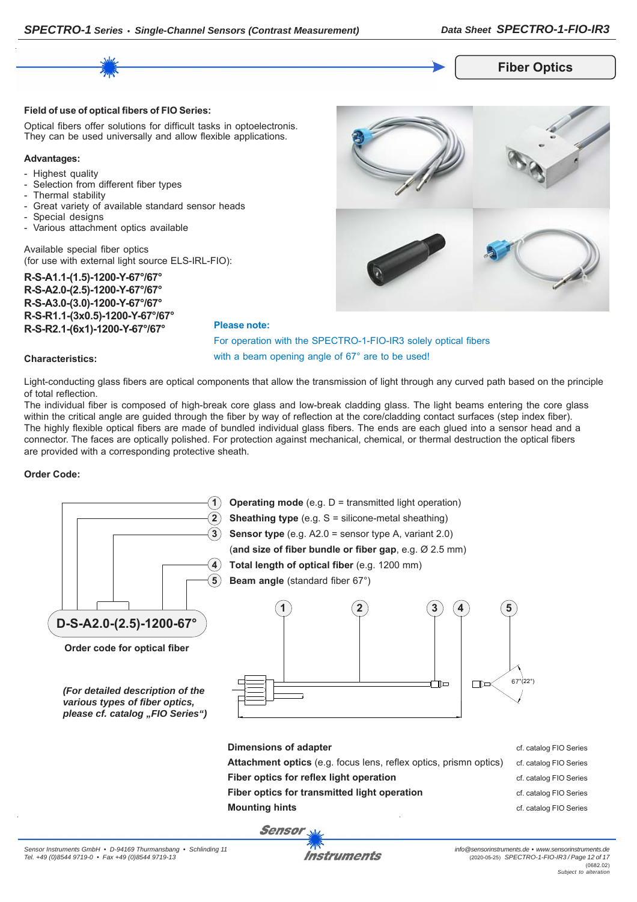## Fiber Optics

**Field of use of optical fibers of FIO Series:**

Optical fibers offer solutions for difficult tasks in optoelectronis. They can be used universally and allow flexible applications.

**Advantages:**

- Highest quality
- Selection from different fiber types
- Thermal stability
- Great variety of available standard sensor heads
- Special designs
- Various attachment optics available

Available special fiber optics
(for use with external light source ELS-IRL-FIO):

**R-S-A1.1-(1.5)-1200-Y-67°/67°**
**R-S-A2.0-(2.5)-1200-Y-67°/67°**
**R-S-A3.0-(3.0)-1200-Y-67°/67°**
**R-S-R1.1-(3x0.5)-1200-Y-67°/67°**
**R-S-R2.1-(6x1)-1200-Y-67°/67°**

**Please note:**
For operation with the SPECTRO-1-FIO-IR3 solely optical fibers with a beam opening angle of 67° are to be used!

**Characteristics:**

Light-conducting glass fibers are optical components that allow the transmission of light through any curved path based on the principle of total reflection.
The individual fiber is composed of high-break core glass and low-break cladding glass. The light beams entering the core glass within the critical angle are guided through the fiber by way of reflection at the core/cladding contact surfaces (step index fiber).
The highly flexible optical fibers are made of bundled individual glass fibers. The ends are each glued into a sensor head and a connector. The faces are optically polished. For protection against mechanical, chemical, or thermal destruction the optical fibers are provided with a corresponding protective sheath.

**Order Code:**

1. **Operating mode** (e.g. D = transmitted light operation)
2. **Sheathing type** (e.g. S = silicone-metal sheathing)
3. **Sensor type** (e.g. A2.0 = sensor type A, variant 2.0) (**and size of fiber bundle or fiber gap**, e.g. Ø 2.5 mm)
4. **Total length of optical fiber** (e.g. 1200 mm)
5. **Beam angle** (standard fiber 67°)

**D-S-A2.0-(2.5)-1200-67°**

**Order code for optical fiber**

67°(22°)

***(For detailed description of the various types of fiber optics, please cf. catalog „FIO Series“)***

| | |
|---|---|
| **Dimensions of adapter** | cf. catalog FIO Series |
| **Attachment optics** (e.g. focus lens, reflex optics, prismn optics) | cf. catalog FIO Series |
| **Fiber optics for reflex light operation** | cf. catalog FIO Series |
| **Fiber optics for transmitted light operation** | cf. catalog FIO Series |
| **Mounting hints** | cf. catalog FIO Series |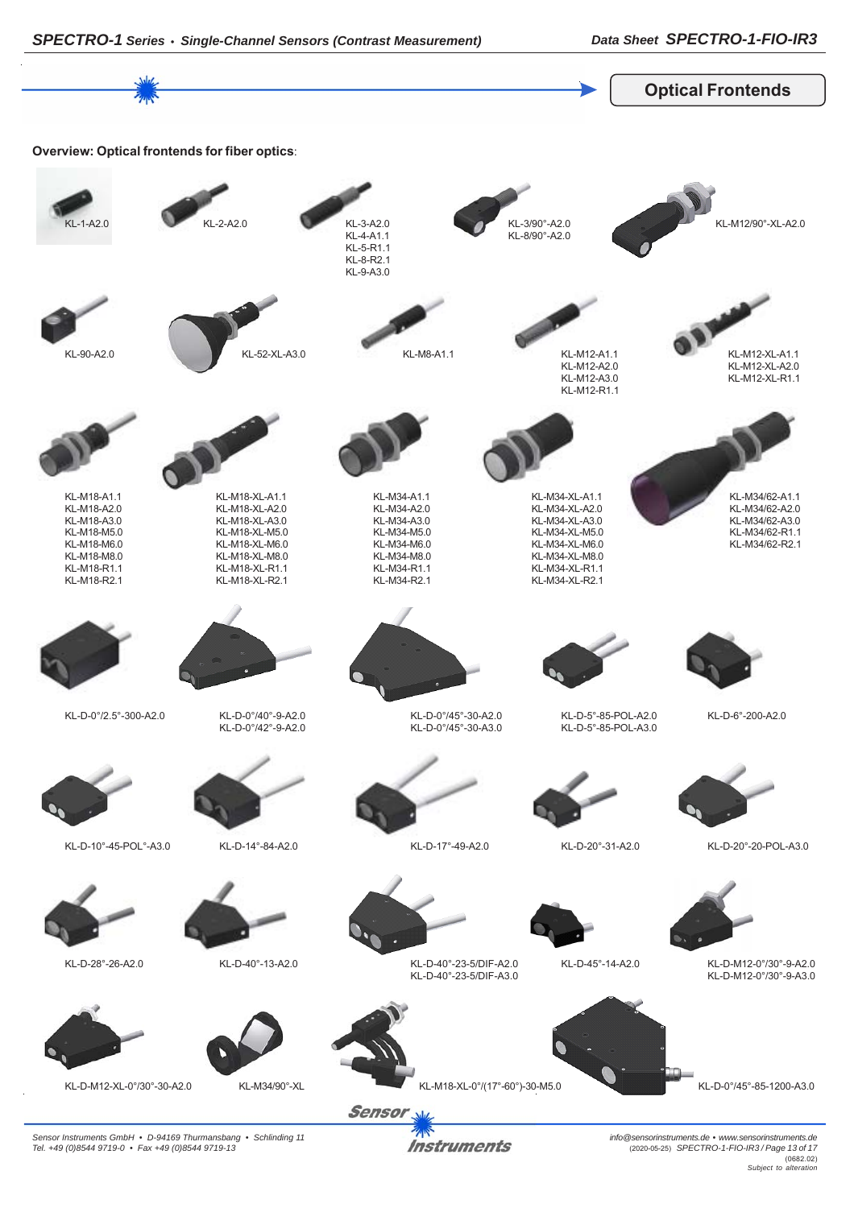## Optical Frontends

**Overview: Optical frontends for fiber optics**:

KL-1-A2.0

KL-2-A2.0

KL-3-A2.0
KL-4-A1.1
KL-5-R1.1
KL-8-R2.1
KL-9-A3.0

KL-3/90°-A2.0
KL-8/90°-A2.0

KL-M12/90°-XL-A2.0

KL-90-A2.0

KL-52-XL-A3.0

KL-M8-A1.1

KL-M12-A1.1
KL-M12-A2.0
KL-M12-A3.0
KL-M12-R1.1

KL-M12-XL-A1.1
KL-M12-XL-A2.0
KL-M12-XL-R1.1

KL-M18-A1.1
KL-M18-A2.0
KL-M18-A3.0
KL-M18-M5.0
KL-M18-M6.0
KL-M18-M8.0
KL-M18-R1.1
KL-M18-R2.1

KL-M18-XL-A1.1
KL-M18-XL-A2.0
KL-M18-XL-A3.0
KL-M18-XL-M5.0
KL-M18-XL-M6.0
KL-M18-XL-M8.0
KL-M18-XL-R1.1
KL-M18-XL-R2.1

KL-M34-A1.1
KL-M34-A2.0
KL-M34-A3.0
KL-M34-M5.0
KL-M34-M6.0
KL-M34-M8.0
KL-M34-R1.1
KL-M34-R2.1

KL-M34-XL-A1.1
KL-M34-XL-A2.0
KL-M34-XL-A3.0
KL-M34-XL-M5.0
KL-M34-XL-M6.0
KL-M34-XL-M8.0
KL-M34-XL-R1.1
KL-M34-XL-R2.1

KL-M34/62-A1.1
KL-M34/62-A2.0
KL-M34/62-A3.0
KL-M34/62-R1.1
KL-M34/62-R2.1

KL-D-0°/2.5°-300-A2.0

KL-D-0°/40°-9-A2.0
KL-D-0°/42°-9-A2.0

KL-D-0°/45°-30-A2.0
KL-D-0°/45°-30-A3.0

KL-D-5°-85-POL-A2.0
KL-D-5°-85-POL-A3.0

KL-D-6°-200-A2.0

KL-D-10°-45-POL°-A3.0

KL-D-14°-84-A2.0

KL-D-17°-49-A2.0

KL-D-20°-31-A2.0

KL-D-20°-20-POL-A3.0

KL-D-28°-26-A2.0

KL-D-40°-13-A2.0

KL-D-40°-23-5/DIF-A2.0
KL-D-40°-23-5/DIF-A3.0

KL-D-45°-14-A2.0

KL-D-M12-0°/30°-9-A2.0
KL-D-M12-0°/30°-9-A3.0

KL-D-M12-XL-0°/30°-30-A2.0

KL-M34/90°-XL

KL-M18-XL-0°/(17°-60°)-30-M5.0

KL-D-0°/45°-85-1200-A3.0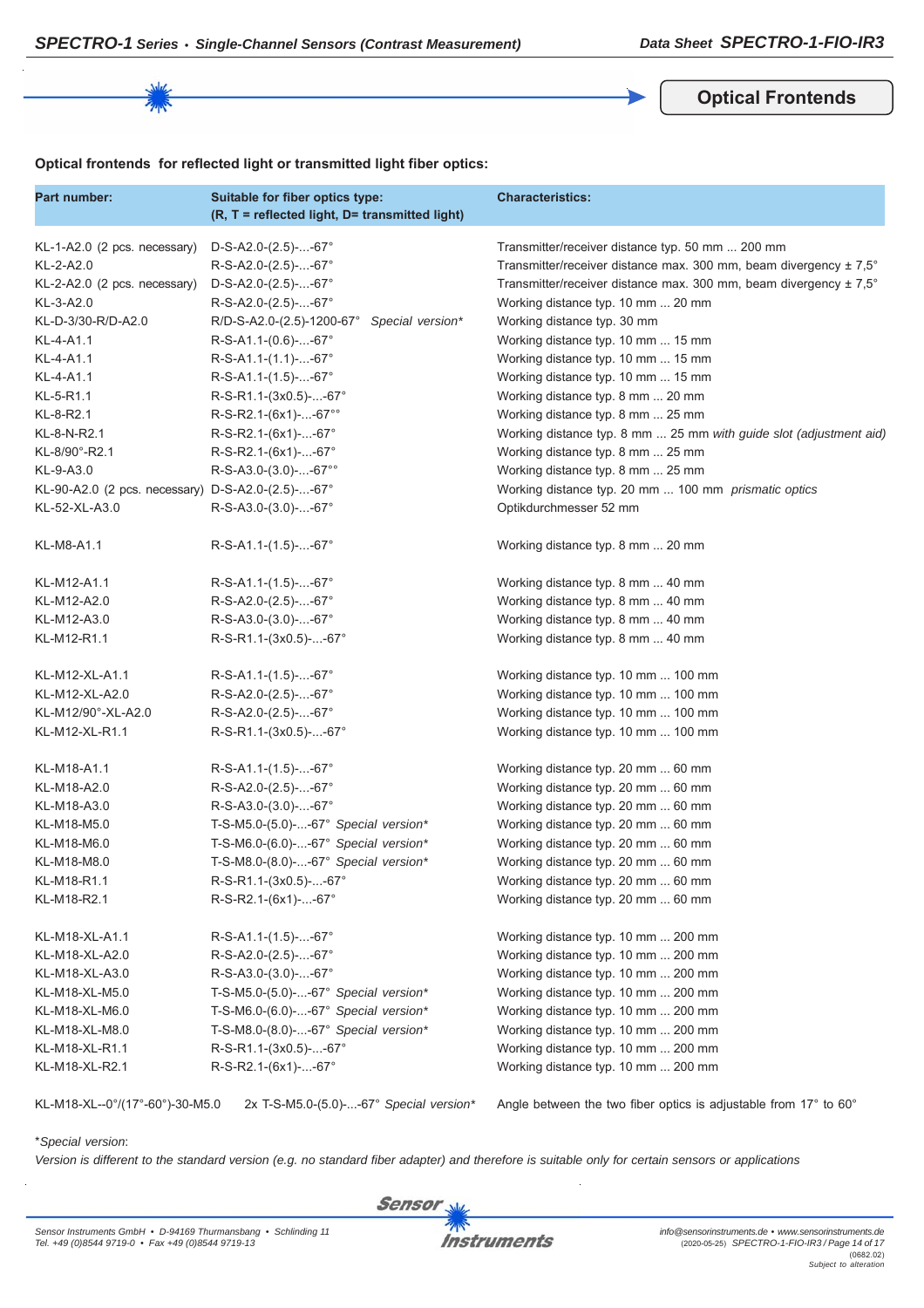## Optical Frontends

**Optical frontends for reflected light or transmitted light fiber optics:**

| Part number: | Suitable for fiber optics type: (R, T = reflected light, D= transmitted light) | Characteristics: |
|---|---|---|
| KL-1-A2.0 (2 pcs. necessary) | D-S-A2.0-(2.5)-...-67° | Transmitter/receiver distance typ. 50 mm ... 200 mm |
| KL-2-A2.0 | R-S-A2.0-(2.5)-...-67° | Transmitter/receiver distance max. 300 mm, beam divergency ± 7,5° |
| KL-2-A2.0 (2 pcs. necessary) | D-S-A2.0-(2.5)-...-67° | Transmitter/receiver distance max. 300 mm, beam divergency ± 7,5° |
| KL-3-A2.0 | R-S-A2.0-(2.5)-...-67° | Working distance typ. 10 mm ... 20 mm |
| KL-D-3/30-R/D-A2.0 | R/D-S-A2.0-(2.5)-1200-67° *Special version** | Working distance typ. 30 mm |
| KL-4-A1.1 | R-S-A1.1-(0.6)-...-67° | Working distance typ. 10 mm ... 15 mm |
| KL-4-A1.1 | R-S-A1.1-(1.1)-...-67° | Working distance typ. 10 mm ... 15 mm |
| KL-4-A1.1 | R-S-A1.1-(1.5)-...-67° | Working distance typ. 10 mm ... 15 mm |
| KL-5-R1.1 | R-S-R1.1-(3x0.5)-...-67° | Working distance typ. 8 mm ... 20 mm |
| KL-8-R2.1 | R-S-R2.1-(6x1)-...-67°° | Working distance typ. 8 mm ... 25 mm |
| KL-8-N-R2.1 | R-S-R2.1-(6x1)-...-67° | Working distance typ. 8 mm ... 25 mm *with guide slot (adjustment aid)* |
| KL-8/90°-R2.1 | R-S-R2.1-(6x1)-...-67° | Working distance typ. 8 mm ... 25 mm |
| KL-9-A3.0 | R-S-A3.0-(3.0)-...-67°° | Working distance typ. 8 mm ... 25 mm |
| KL-90-A2.0 (2 pcs. necessary) | D-S-A2.0-(2.5)-...-67° | Working distance typ. 20 mm ... 100 mm *prismatic optics* |
| KL-52-XL-A3.0 | R-S-A3.0-(3.0)-...-67° | Optikdurchmesser 52 mm |
| KL-M8-A1.1 | R-S-A1.1-(1.5)-...-67° | Working distance typ. 8 mm ... 20 mm |
| KL-M12-A1.1 | R-S-A1.1-(1.5)-...-67° | Working distance typ. 8 mm ... 40 mm |
| KL-M12-A2.0 | R-S-A2.0-(2.5)-...-67° | Working distance typ. 8 mm ... 40 mm |
| KL-M12-A3.0 | R-S-A3.0-(3.0)-...-67° | Working distance typ. 8 mm ... 40 mm |
| KL-M12-R1.1 | R-S-R1.1-(3x0.5)-...-67° | Working distance typ. 8 mm ... 40 mm |
| KL-M12-XL-A1.1 | R-S-A1.1-(1.5)-...-67° | Working distance typ. 10 mm ... 100 mm |
| KL-M12-XL-A2.0 | R-S-A2.0-(2.5)-...-67° | Working distance typ. 10 mm ... 100 mm |
| KL-M12/90°-XL-A2.0 | R-S-A2.0-(2.5)-...-67° | Working distance typ. 10 mm ... 100 mm |
| KL-M12-XL-R1.1 | R-S-R1.1-(3x0.5)-...-67° | Working distance typ. 10 mm ... 100 mm |
| KL-M18-A1.1 | R-S-A1.1-(1.5)-...-67° | Working distance typ. 20 mm ... 60 mm |
| KL-M18-A2.0 | R-S-A2.0-(2.5)-...-67° | Working distance typ. 20 mm ... 60 mm |
| KL-M18-A3.0 | R-S-A3.0-(3.0)-...-67° | Working distance typ. 20 mm ... 60 mm |
| KL-M18-M5.0 | T-S-M5.0-(5.0)-...-67° *Special version** | Working distance typ. 20 mm ... 60 mm |
| KL-M18-M6.0 | T-S-M6.0-(6.0)-...-67° *Special version** | Working distance typ. 20 mm ... 60 mm |
| KL-M18-M8.0 | T-S-M8.0-(8.0)-...-67° *Special version** | Working distance typ. 20 mm ... 60 mm |
| KL-M18-R1.1 | R-S-R1.1-(3x0.5)-...-67° | Working distance typ. 20 mm ... 60 mm |
| KL-M18-R2.1 | R-S-R2.1-(6x1)-...-67° | Working distance typ. 20 mm ... 60 mm |
| KL-M18-XL-A1.1 | R-S-A1.1-(1.5)-...-67° | Working distance typ. 10 mm ... 200 mm |
| KL-M18-XL-A2.0 | R-S-A2.0-(2.5)-...-67° | Working distance typ. 10 mm ... 200 mm |
| KL-M18-XL-A3.0 | R-S-A3.0-(3.0)-...-67° | Working distance typ. 10 mm ... 200 mm |
| KL-M18-XL-M5.0 | T-S-M5.0-(5.0)-...-67° *Special version** | Working distance typ. 10 mm ... 200 mm |
| KL-M18-XL-M6.0 | T-S-M6.0-(6.0)-...-67° *Special version** | Working distance typ. 10 mm ... 200 mm |
| KL-M18-XL-M8.0 | T-S-M8.0-(8.0)-...-67° *Special version** | Working distance typ. 10 mm ... 200 mm |
| KL-M18-XL-R1.1 | R-S-R1.1-(3x0.5)-...-67° | Working distance typ. 10 mm ... 200 mm |
| KL-M18-XL-R2.1 | R-S-R2.1-(6x1)-...-67° | Working distance typ. 10 mm ... 200 mm |
| KL-M18-XL--0°/(17°-60°)-30-M5.0 | 2x T-S-M5.0-(5.0)-...-67° *Special version** | Angle between the two fiber optics is adjustable from 17° to 60° |

**Special version*:*

*Version is different to the standard version (e.g. no standard fiber adapter) and therefore is suitable only for certain sensors or applications*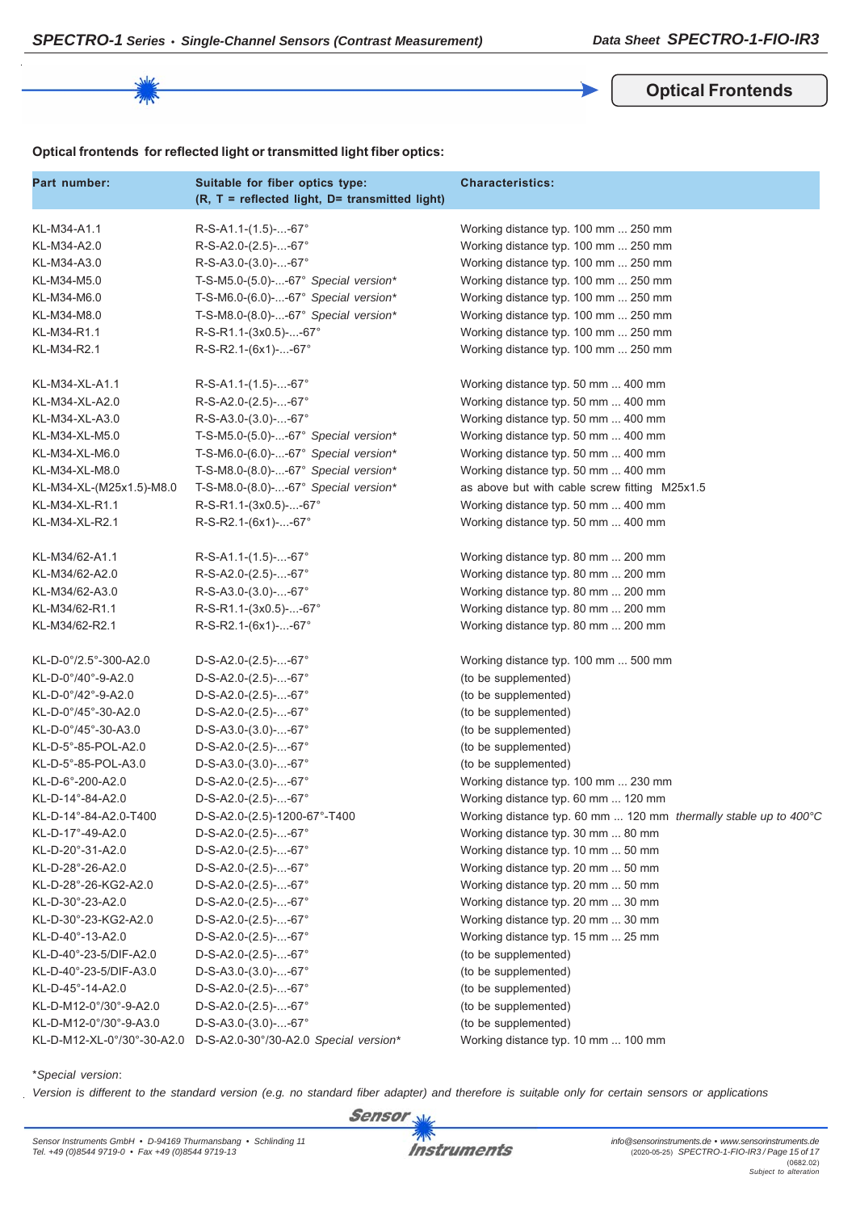## Optical Frontends

**Optical frontends for reflected light or transmitted light fiber optics:**

| Part number: | Suitable for fiber optics type: (R, T = reflected light, D= transmitted light) | Characteristics: |
|---|---|---|
| KL-M34-A1.1 | R-S-A1.1-(1.5)-...-67° | Working distance typ. 100 mm ... 250 mm |
| KL-M34-A2.0 | R-S-A2.0-(2.5)-...-67° | Working distance typ. 100 mm ... 250 mm |
| KL-M34-A3.0 | R-S-A3.0-(3.0)-...-67° | Working distance typ. 100 mm ... 250 mm |
| KL-M34-M5.0 | T-S-M5.0-(5.0)-...-67° *Special version** | Working distance typ. 100 mm ... 250 mm |
| KL-M34-M6.0 | T-S-M6.0-(6.0)-...-67° *Special version** | Working distance typ. 100 mm ... 250 mm |
| KL-M34-M8.0 | T-S-M8.0-(8.0)-...-67° *Special version** | Working distance typ. 100 mm ... 250 mm |
| KL-M34-R1.1 | R-S-R1.1-(3x0.5)-...-67° | Working distance typ. 100 mm ... 250 mm |
| KL-M34-R2.1 | R-S-R2.1-(6x1)-...-67° | Working distance typ. 100 mm ... 250 mm |
| | | |
| KL-M34-XL-A1.1 | R-S-A1.1-(1.5)-...-67° | Working distance typ. 50 mm ... 400 mm |
| KL-M34-XL-A2.0 | R-S-A2.0-(2.5)-...-67° | Working distance typ. 50 mm ... 400 mm |
| KL-M34-XL-A3.0 | R-S-A3.0-(3.0)-...-67° | Working distance typ. 50 mm ... 400 mm |
| KL-M34-XL-M5.0 | T-S-M5.0-(5.0)-...-67° *Special version** | Working distance typ. 50 mm ... 400 mm |
| KL-M34-XL-M6.0 | T-S-M6.0-(6.0)-...-67° *Special version** | Working distance typ. 50 mm ... 400 mm |
| KL-M34-XL-M8.0 | T-S-M8.0-(8.0)-...-67° *Special version** | Working distance typ. 50 mm ... 400 mm |
| KL-M34-XL-(M25x1.5)-M8.0 | T-S-M8.0-(8.0)-...-67° *Special version** | as above but with cable screw fitting M25x1.5 |
| KL-M34-XL-R1.1 | R-S-R1.1-(3x0.5)-...-67° | Working distance typ. 50 mm ... 400 mm |
| KL-M34-XL-R2.1 | R-S-R2.1-(6x1)-...-67° | Working distance typ. 50 mm ... 400 mm |
| | | |
| KL-M34/62-A1.1 | R-S-A1.1-(1.5)-...-67° | Working distance typ. 80 mm ... 200 mm |
| KL-M34/62-A2.0 | R-S-A2.0-(2.5)-...-67° | Working distance typ. 80 mm ... 200 mm |
| KL-M34/62-A3.0 | R-S-A3.0-(3.0)-...-67° | Working distance typ. 80 mm ... 200 mm |
| KL-M34/62-R1.1 | R-S-R1.1-(3x0.5)-...-67° | Working distance typ. 80 mm ... 200 mm |
| KL-M34/62-R2.1 | R-S-R2.1-(6x1)-...-67° | Working distance typ. 80 mm ... 200 mm |
| | | |
| KL-D-0°/2.5°-300-A2.0 | D-S-A2.0-(2.5)-...-67° | Working distance typ. 100 mm ... 500 mm |
| KL-D-0°/40°-9-A2.0 | D-S-A2.0-(2.5)-...-67° | (to be supplemented) |
| KL-D-0°/42°-9-A2.0 | D-S-A2.0-(2.5)-...-67° | (to be supplemented) |
| KL-D-0°/45°-30-A2.0 | D-S-A2.0-(2.5)-...-67° | (to be supplemented) |
| KL-D-0°/45°-30-A3.0 | D-S-A3.0-(3.0)-...-67° | (to be supplemented) |
| KL-D-5°-85-POL-A2.0 | D-S-A2.0-(2.5)-...-67° | (to be supplemented) |
| KL-D-5°-85-POL-A3.0 | D-S-A3.0-(3.0)-...-67° | (to be supplemented) |
| KL-D-6°-200-A2.0 | D-S-A2.0-(2.5)-...-67° | Working distance typ. 100 mm ... 230 mm |
| KL-D-14°-84-A2.0 | D-S-A2.0-(2.5)-...-67° | Working distance typ. 60 mm ... 120 mm |
| KL-D-14°-84-A2.0-T400 | D-S-A2.0-(2.5)-1200-67°-T400 | Working distance typ. 60 mm ... 120 mm *thermally stable up to 400°C* |
| KL-D-17°-49-A2.0 | D-S-A2.0-(2.5)-...-67° | Working distance typ. 30 mm ... 80 mm |
| KL-D-20°-31-A2.0 | D-S-A2.0-(2.5)-...-67° | Working distance typ. 10 mm ... 50 mm |
| KL-D-28°-26-A2.0 | D-S-A2.0-(2.5)-...-67° | Working distance typ. 20 mm ... 50 mm |
| KL-D-28°-26-KG2-A2.0 | D-S-A2.0-(2.5)-...-67° | Working distance typ. 20 mm ... 50 mm |
| KL-D-30°-23-A2.0 | D-S-A2.0-(2.5)-...-67° | Working distance typ. 20 mm ... 30 mm |
| KL-D-30°-23-KG2-A2.0 | D-S-A2.0-(2.5)-...-67° | Working distance typ. 20 mm ... 30 mm |
| KL-D-40°-13-A2.0 | D-S-A2.0-(2.5)-...-67° | Working distance typ. 15 mm ... 25 mm |
| KL-D-40°-23-5/DIF-A2.0 | D-S-A2.0-(2.5)-...-67° | (to be supplemented) |
| KL-D-40°-23-5/DIF-A3.0 | D-S-A3.0-(3.0)-...-67° | (to be supplemented) |
| KL-D-45°-14-A2.0 | D-S-A2.0-(2.5)-...-67° | (to be supplemented) |
| KL-D-M12-0°/30°-9-A2.0 | D-S-A2.0-(2.5)-...-67° | (to be supplemented) |
| KL-D-M12-0°/30°-9-A3.0 | D-S-A3.0-(3.0)-...-67° | (to be supplemented) |
| KL-D-M12-XL-0°/30°-30-A2.0 | D-S-A2.0-30°/30-A2.0 *Special version** | Working distance typ. 10 mm ... 100 mm |

**Special version*:*

*Version is different to the standard version (e.g. no standard fiber adapter) and therefore is suitable only for certain sensors or applications*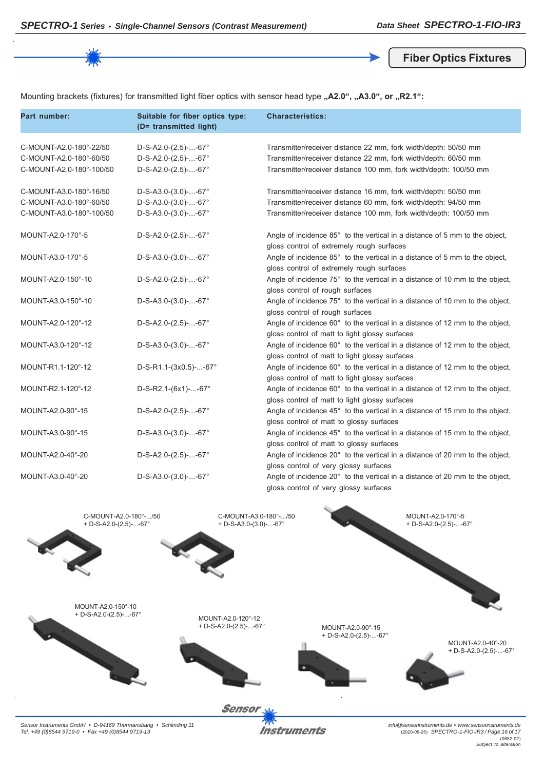## Fiber Optics Fixtures

Mounting brackets (fixtures) for transmitted light fiber optics with sensor head type **„A2.0“, „A3.0“, or „R2.1“:**

| Part number: | Suitable for fiber optics type: (D= transmitted light) | Characteristics: |
|---|---|---|
| C-MOUNT-A2.0-180°-22/50 | D-S-A2.0-(2.5)-...-67° | Transmitter/receiver distance 22 mm, fork width/depth: 50/50 mm |
| C-MOUNT-A2.0-180°-60/50 | D-S-A2.0-(2.5)-...-67° | Transmitter/receiver distance 22 mm, fork width/depth: 60/50 mm |
| C-MOUNT-A2.0-180°-100/50 | D-S-A2.0-(2.5)-...-67° | Transmitter/receiver distance 100 mm, fork width/depth: 100/50 mm |
| C-MOUNT-A3.0-180°-16/50 | D-S-A3.0-(3.0)-...-67° | Transmitter/receiver distance 16 mm, fork width/depth: 50/50 mm |
| C-MOUNT-A3.0-180°-60/50 | D-S-A3.0-(3.0)-...-67° | Transmitter/receiver distance 60 mm, fork width/depth: 94/50 mm |
| C-MOUNT-A3.0-180°-100/50 | D-S-A3.0-(3.0)-...-67° | Transmitter/receiver distance 100 mm, fork width/depth: 100/50 mm |
| MOUNT-A2.0-170°-5 | D-S-A2.0-(2.5)-...-67° | Angle of incidence 85° to the vertical in a distance of 5 mm to the object, gloss control of extremely rough surfaces |
| MOUNT-A3.0-170°-5 | D-S-A3.0-(3.0)-...-67° | Angle of incidence 85° to the vertical in a distance of 5 mm to the object, gloss control of extremely rough surfaces |
| MOUNT-A2.0-150°-10 | D-S-A2.0-(2.5)-...-67° | Angle of incidence 75° to the vertical in a distance of 10 mm to the object, gloss control of rough surfaces |
| MOUNT-A3.0-150°-10 | D-S-A3.0-(3.0)-...-67° | Angle of incidence 75° to the vertical in a distance of 10 mm to the object, gloss control of rough surfaces |
| MOUNT-A2.0-120°-12 | D-S-A2.0-(2.5)-...-67° | Angle of incidence 60° to the vertical in a distance of 12 mm to the object, gloss control of matt to light glossy surfaces |
| MOUNT-A3.0-120°-12 | D-S-A3.0-(3.0)-...-67° | Angle of incidence 60° to the vertical in a distance of 12 mm to the object, gloss control of matt to light glossy surfaces |
| MOUNT-R1.1-120°-12 | D-S-R1.1-(3x0.5)-...-67° | Angle of incidence 60° to the vertical in a distance of 12 mm to the object, gloss control of matt to light glossy surfaces |
| MOUNT-R2.1-120°-12 | D-S-R2.1-(6x1)-...-67° | Angle of incidence 60° to the vertical in a distance of 12 mm to the object, gloss control of matt to light glossy surfaces |
| MOUNT-A2.0-90°-15 | D-S-A2.0-(2.5)-...-67° | Angle of incidence 45° to the vertical in a distance of 15 mm to the object, gloss control of matt to glossy surfaces |
| MOUNT-A3.0-90°-15 | D-S-A3.0-(3.0)-...-67° | Angle of incidence 45° to the vertical in a distance of 15 mm to the object, gloss control of matt to glossy surfaces |
| MOUNT-A2.0-40°-20 | D-S-A2.0-(2.5)-...-67° | Angle of incidence 20° to the vertical in a distance of 20 mm to the object, gloss control of very glossy surfaces |
| MOUNT-A3.0-40°-20 | D-S-A3.0-(3.0)-...-67° | Angle of incidence 20° to the vertical in a distance of 20 mm to the object, gloss control of very glossy surfaces |

C-MOUNT-A2.0-180°-.../50
+ D-S-A2.0-(2.5)-...-67°

C-MOUNT-A3.0-180°-.../50
+ D-S-A3.0-(3.0)-...-67°

MOUNT-A2.0-170°-5
+ D-S-A2.0-(2.5)-...-67°

MOUNT-A2.0-150°-10
+ D-S-A2.0-(2.5)-...-67°

MOUNT-A2.0-120°-12
+ D-S-A2.0-(2.5)-...-67°

MOUNT-A2.0-90°-15
+ D-S-A2.0-(2.5)-...-67°

MOUNT-A2.0-40°-20
+ D-S-A2.0-(2.5)-...-67°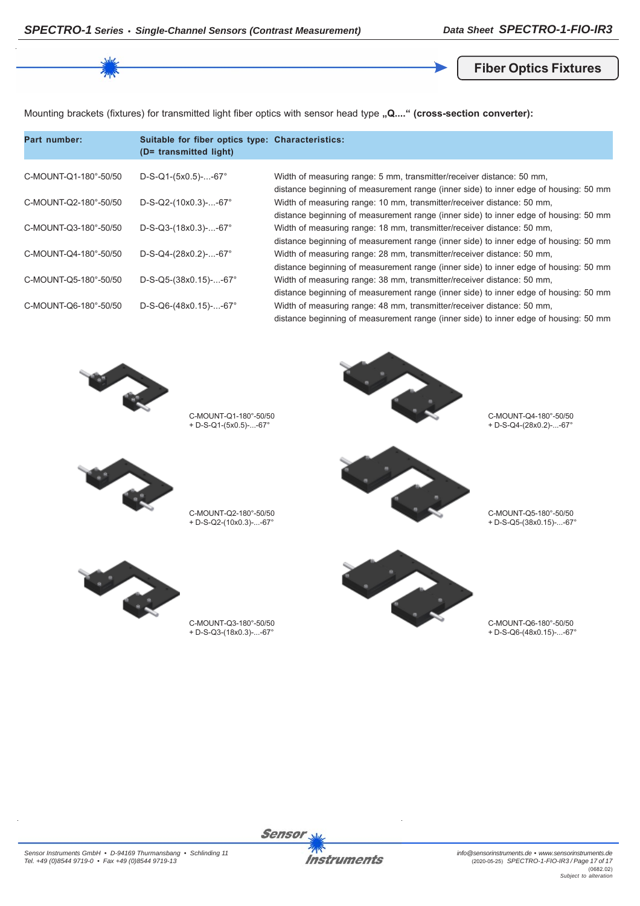## Fiber Optics Fixtures

Mounting brackets (fixtures) for transmitted light fiber optics with sensor head type **„Q...." (cross-section converter):**

| Part number: | Suitable for fiber optics type: (D= transmitted light) | Characteristics: |
|---|---|---|
| C-MOUNT-Q1-180°-50/50 | D-S-Q1-(5x0.5)-...-67° | Width of measuring range: 5 mm, transmitter/receiver distance: 50 mm, distance beginning of measurement range (inner side) to inner edge of housing: 50 mm |
| C-MOUNT-Q2-180°-50/50 | D-S-Q2-(10x0.3)-...-67° | Width of measuring range: 10 mm, transmitter/receiver distance: 50 mm, distance beginning of measurement range (inner side) to inner edge of housing: 50 mm |
| C-MOUNT-Q3-180°-50/50 | D-S-Q3-(18x0.3)-...-67° | Width of measuring range: 18 mm, transmitter/receiver distance: 50 mm, distance beginning of measurement range (inner side) to inner edge of housing: 50 mm |
| C-MOUNT-Q4-180°-50/50 | D-S-Q4-(28x0.2)-...-67° | Width of measuring range: 28 mm, transmitter/receiver distance: 50 mm, distance beginning of measurement range (inner side) to inner edge of housing: 50 mm |
| C-MOUNT-Q5-180°-50/50 | D-S-Q5-(38x0.15)-...-67° | Width of measuring range: 38 mm, transmitter/receiver distance: 50 mm, distance beginning of measurement range (inner side) to inner edge of housing: 50 mm |
| C-MOUNT-Q6-180°-50/50 | D-S-Q6-(48x0.15)-...-67° | Width of measuring range: 48 mm, transmitter/receiver distance: 50 mm, distance beginning of measurement range (inner side) to inner edge of housing: 50 mm |

C-MOUNT-Q1-180°-50/50
+ D-S-Q1-(5x0.5)-...-67°

C-MOUNT-Q4-180°-50/50
+ D-S-Q4-(28x0.2)-...-67°

C-MOUNT-Q2-180°-50/50
+ D-S-Q2-(10x0.3)-...-67°

C-MOUNT-Q5-180°-50/50
+ D-S-Q5-(38x0.15)-...-67°

C-MOUNT-Q3-180°-50/50
+ D-S-Q3-(18x0.3)-...-67°

C-MOUNT-Q6-180°-50/50
+ D-S-Q6-(48x0.15)-...-67°